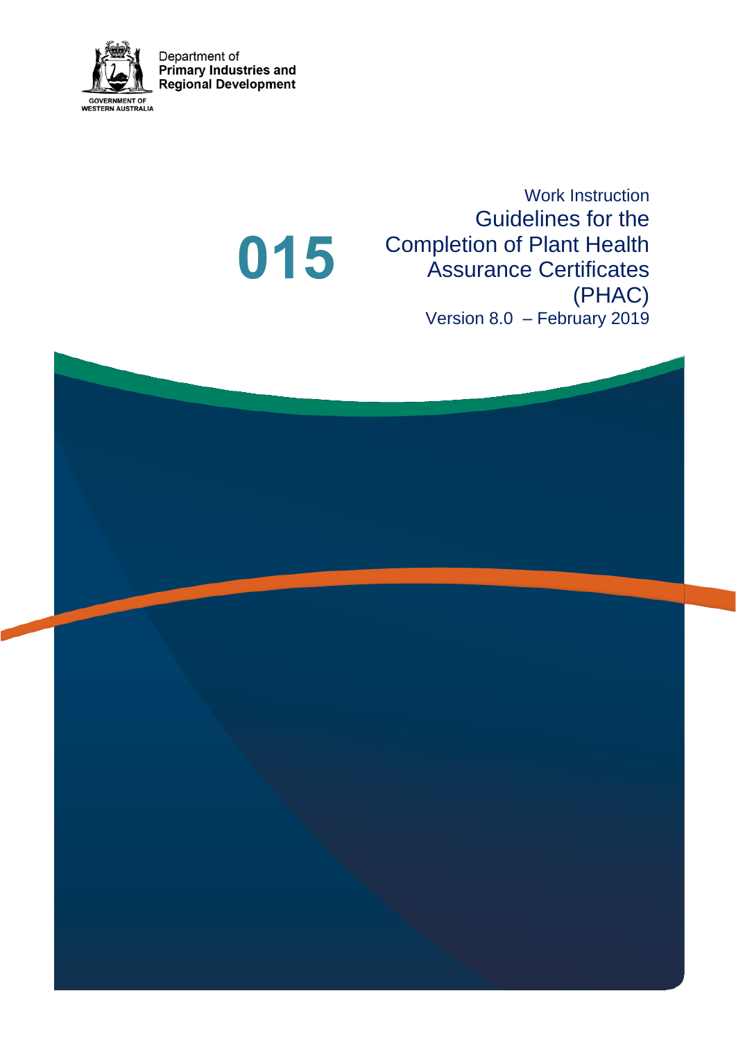Department of
**Primary Industries and**
**Regional Development**

GOVERNMENT OF
WESTERN AUSTRALIA

# 015

Work Instruction

# Guidelines for the Completion of Plant Health Assurance Certificates (PHAC)

Version 8.0 – February 2019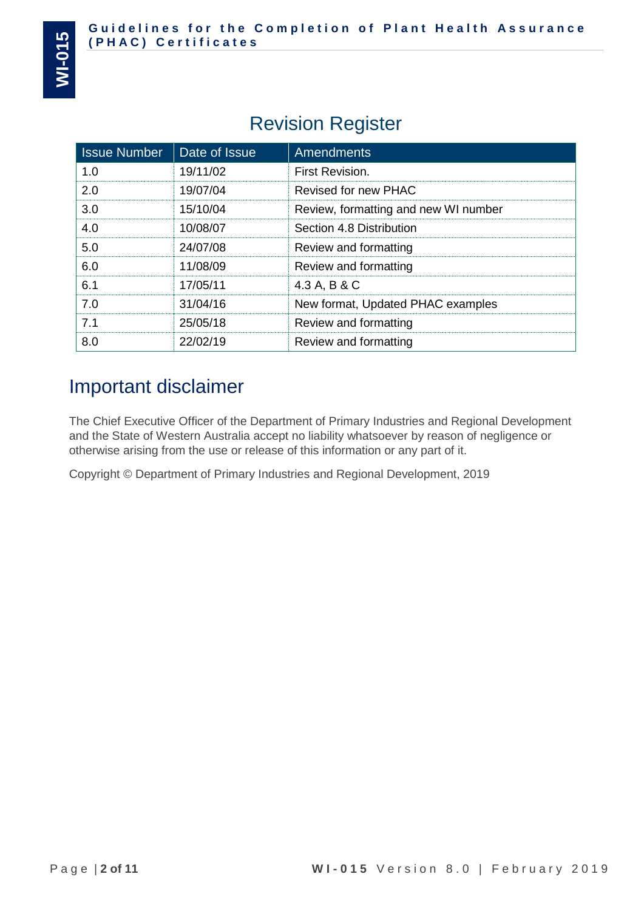# Revision Register

| Issue Number | Date of Issue | Amendments |
|---|---|---|
| 1.0 | 19/11/02 | First Revision. |
| 2.0 | 19/07/04 | Revised for new PHAC |
| 3.0 | 15/10/04 | Review, formatting and new WI number |
| 4.0 | 10/08/07 | Section 4.8 Distribution |
| 5.0 | 24/07/08 | Review and formatting |
| 6.0 | 11/08/09 | Review and formatting |
| 6.1 | 17/05/11 | 4.3 A, B & C |
| 7.0 | 31/04/16 | New format, Updated PHAC examples |
| 7.1 | 25/05/18 | Review and formatting |
| 8.0 | 22/02/19 | Review and formatting |

# Important disclaimer

The Chief Executive Officer of the Department of Primary Industries and Regional Development and the State of Western Australia accept no liability whatsoever by reason of negligence or otherwise arising from the use or release of this information or any part of it.

Copyright © Department of Primary Industries and Regional Development, 2019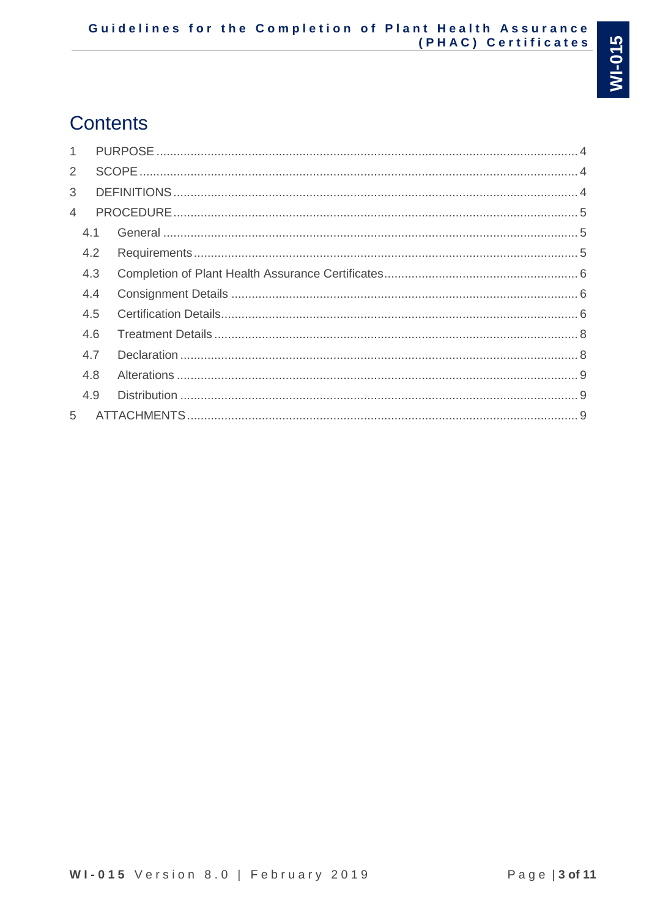# Contents

| | | |
|---|---|---|
| 1 | PURPOSE | 4 |
| 2 | SCOPE | 4 |
| 3 | DEFINITIONS | 4 |
| 4 | PROCEDURE | 5 |
| 4.1 | General | 5 |
| 4.2 | Requirements | 5 |
| 4.3 | Completion of Plant Health Assurance Certificates | 6 |
| 4.4 | Consignment Details | 6 |
| 4.5 | Certification Details | 6 |
| 4.6 | Treatment Details | 8 |
| 4.7 | Declaration | 8 |
| 4.8 | Alterations | 9 |
| 4.9 | Distribution | 9 |
| 5 | ATTACHMENTS | 9 |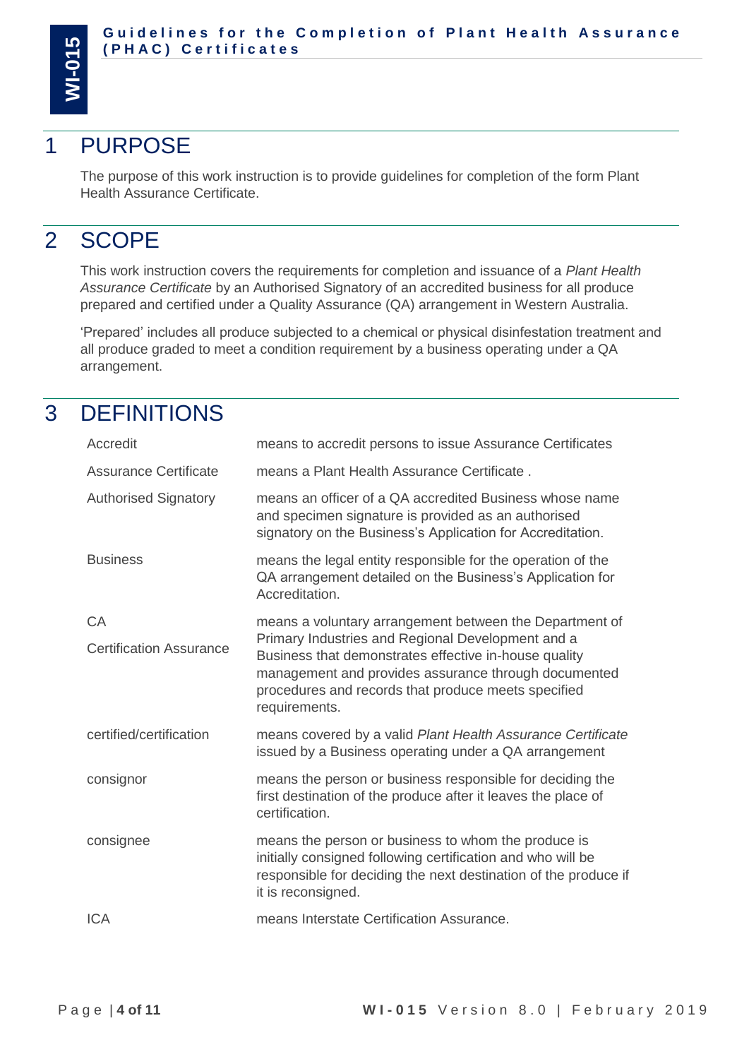# 1 PURPOSE

The purpose of this work instruction is to provide guidelines for completion of the form Plant Health Assurance Certificate.

# 2 SCOPE

This work instruction covers the requirements for completion and issuance of a *Plant Health Assurance Certificate* by an Authorised Signatory of an accredited business for all produce prepared and certified under a Quality Assurance (QA) arrangement in Western Australia.

'Prepared' includes all produce subjected to a chemical or physical disinfestation treatment and all produce graded to meet a condition requirement by a business operating under a QA arrangement.

# 3 DEFINITIONS

| | |
|---|---|
| Accredit | means to accredit persons to issue Assurance Certificates |
| Assurance Certificate | means a Plant Health Assurance Certificate . |
| Authorised Signatory | means an officer of a QA accredited Business whose name and specimen signature is provided as an authorised signatory on the Business's Application for Accreditation. |
| Business | means the legal entity responsible for the operation of the QA arrangement detailed on the Business's Application for Accreditation. |
| CA<br>Certification Assurance | means a voluntary arrangement between the Department of Primary Industries and Regional Development and a Business that demonstrates effective in-house quality management and provides assurance through documented procedures and records that produce meets specified requirements. |
| certified/certification | means covered by a valid *Plant Health Assurance Certificate* issued by a Business operating under a QA arrangement |
| consignor | means the person or business responsible for deciding the first destination of the produce after it leaves the place of certification. |
| consignee | means the person or business to whom the produce is initially consigned following certification and who will be responsible for deciding the next destination of the produce if it is reconsigned. |
| ICA | means Interstate Certification Assurance. |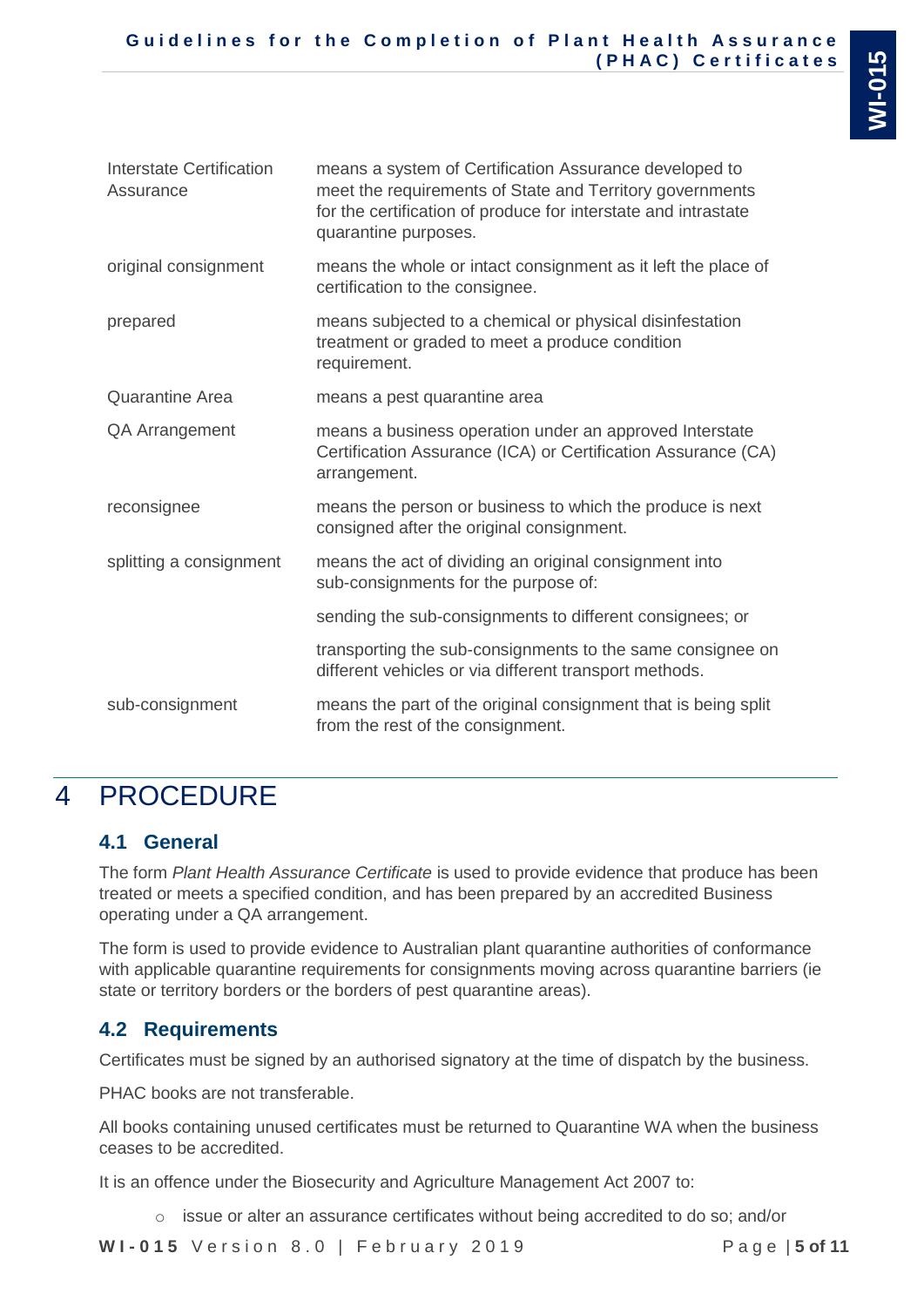| | |
|---|---|
| Interstate Certification Assurance | means a system of Certification Assurance developed to meet the requirements of State and Territory governments for the certification of produce for interstate and intrastate quarantine purposes. |
| original consignment | means the whole or intact consignment as it left the place of certification to the consignee. |
| prepared | means subjected to a chemical or physical disinfestation treatment or graded to meet a produce condition requirement. |
| Quarantine Area | means a pest quarantine area |
| QA Arrangement | means a business operation under an approved Interstate Certification Assurance (ICA) or Certification Assurance (CA) arrangement. |
| reconsignee | means the person or business to which the produce is next consigned after the original consignment. |
| splitting a consignment | means the act of dividing an original consignment into sub-consignments for the purpose of: |
| | sending the sub-consignments to different consignees; or |
| | transporting the sub-consignments to the same consignee on different vehicles or via different transport methods. |
| sub-consignment | means the part of the original consignment that is being split from the rest of the consignment. |

# 4 PROCEDURE

## 4.1 General

The form *Plant Health Assurance Certificate* is used to provide evidence that produce has been treated or meets a specified condition, and has been prepared by an accredited Business operating under a QA arrangement.

The form is used to provide evidence to Australian plant quarantine authorities of conformance with applicable quarantine requirements for consignments moving across quarantine barriers (ie state or territory borders or the borders of pest quarantine areas).

## 4.2 Requirements

Certificates must be signed by an authorised signatory at the time of dispatch by the business.

PHAC books are not transferable.

All books containing unused certificates must be returned to Quarantine WA when the business ceases to be accredited.

It is an offence under the Biosecurity and Agriculture Management Act 2007 to:

- issue or alter an assurance certificates without being accredited to do so; and/or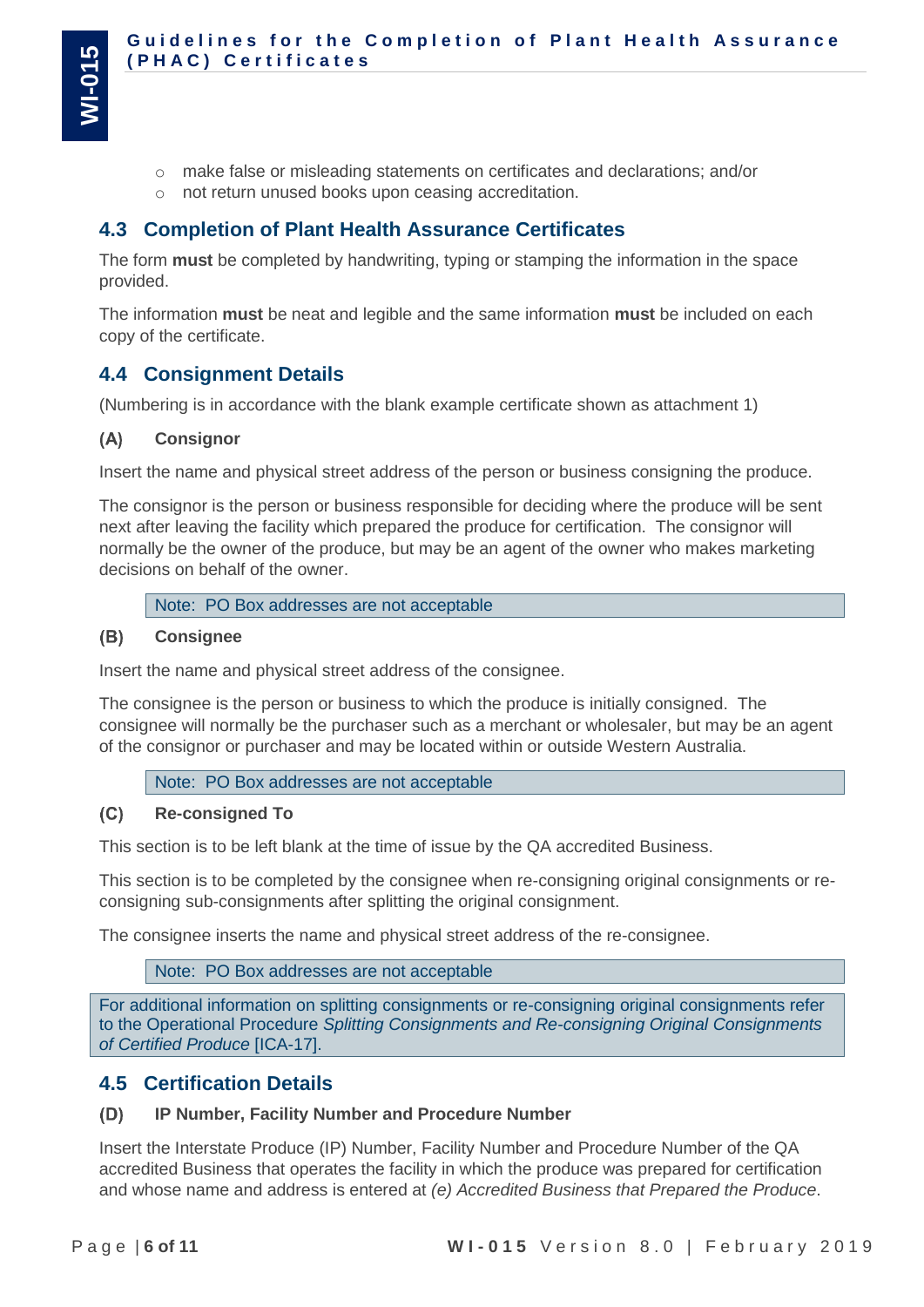- make false or misleading statements on certificates and declarations; and/or
- not return unused books upon ceasing accreditation.

## 4.3 Completion of Plant Health Assurance Certificates

The form **must** be completed by handwriting, typing or stamping the information in the space provided.

The information **must** be neat and legible and the same information **must** be included on each copy of the certificate.

## 4.4 Consignment Details

(Numbering is in accordance with the blank example certificate shown as attachment 1)

### (A) Consignor

Insert the name and physical street address of the person or business consigning the produce.

The consignor is the person or business responsible for deciding where the produce will be sent next after leaving the facility which prepared the produce for certification. The consignor will normally be the owner of the produce, but may be an agent of the owner who makes marketing decisions on behalf of the owner.

> Note: PO Box addresses are not acceptable

### (B) Consignee

Insert the name and physical street address of the consignee.

The consignee is the person or business to which the produce is initially consigned. The consignee will normally be the purchaser such as a merchant or wholesaler, but may be an agent of the consignor or purchaser and may be located within or outside Western Australia.

> Note: PO Box addresses are not acceptable

### (C) Re-consigned To

This section is to be left blank at the time of issue by the QA accredited Business.

This section is to be completed by the consignee when re-consigning original consignments or re-consigning sub-consignments after splitting the original consignment.

The consignee inserts the name and physical street address of the re-consignee.

> Note: PO Box addresses are not acceptable

> For additional information on splitting consignments or re-consigning original consignments refer to the Operational Procedure *Splitting Consignments and Re-consigning Original Consignments of Certified Produce* [ICA-17].

## 4.5 Certification Details

### (D) IP Number, Facility Number and Procedure Number

Insert the Interstate Produce (IP) Number, Facility Number and Procedure Number of the QA accredited Business that operates the facility in which the produce was prepared for certification and whose name and address is entered at *(e) Accredited Business that Prepared the Produce*.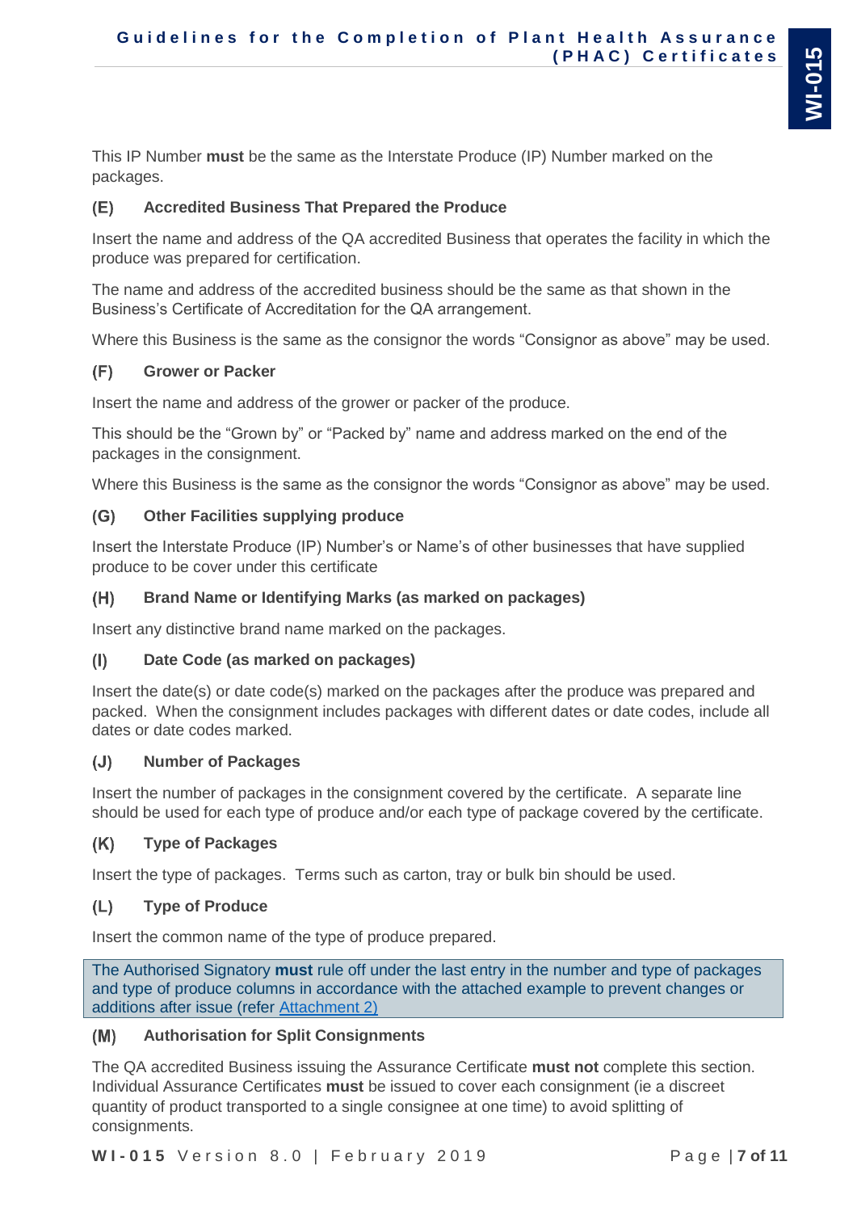This IP Number **must** be the same as the Interstate Produce (IP) Number marked on the packages.

### (E) Accredited Business That Prepared the Produce

Insert the name and address of the QA accredited Business that operates the facility in which the produce was prepared for certification.

The name and address of the accredited business should be the same as that shown in the Business's Certificate of Accreditation for the QA arrangement.

Where this Business is the same as the consignor the words "Consignor as above" may be used.

### (F) Grower or Packer

Insert the name and address of the grower or packer of the produce.

This should be the "Grown by" or "Packed by" name and address marked on the end of the packages in the consignment.

Where this Business is the same as the consignor the words "Consignor as above" may be used.

### (G) Other Facilities supplying produce

Insert the Interstate Produce (IP) Number's or Name's of other businesses that have supplied produce to be cover under this certificate

### (H) Brand Name or Identifying Marks (as marked on packages)

Insert any distinctive brand name marked on the packages.

### (I) Date Code (as marked on packages)

Insert the date(s) or date code(s) marked on the packages after the produce was prepared and packed. When the consignment includes packages with different dates or date codes, include all dates or date codes marked.

### (J) Number of Packages

Insert the number of packages in the consignment covered by the certificate. A separate line should be used for each type of produce and/or each type of package covered by the certificate.

### (K) Type of Packages

Insert the type of packages. Terms such as carton, tray or bulk bin should be used.

### (L) Type of Produce

Insert the common name of the type of produce prepared.

> The Authorised Signatory **must** rule off under the last entry in the number and type of packages and type of produce columns in accordance with the attached example to prevent changes or additions after issue (refer Attachment 2)

### (M) Authorisation for Split Consignments

The QA accredited Business issuing the Assurance Certificate **must not** complete this section. Individual Assurance Certificates **must** be issued to cover each consignment (ie a discreet quantity of product transported to a single consignee at one time) to avoid splitting of consignments.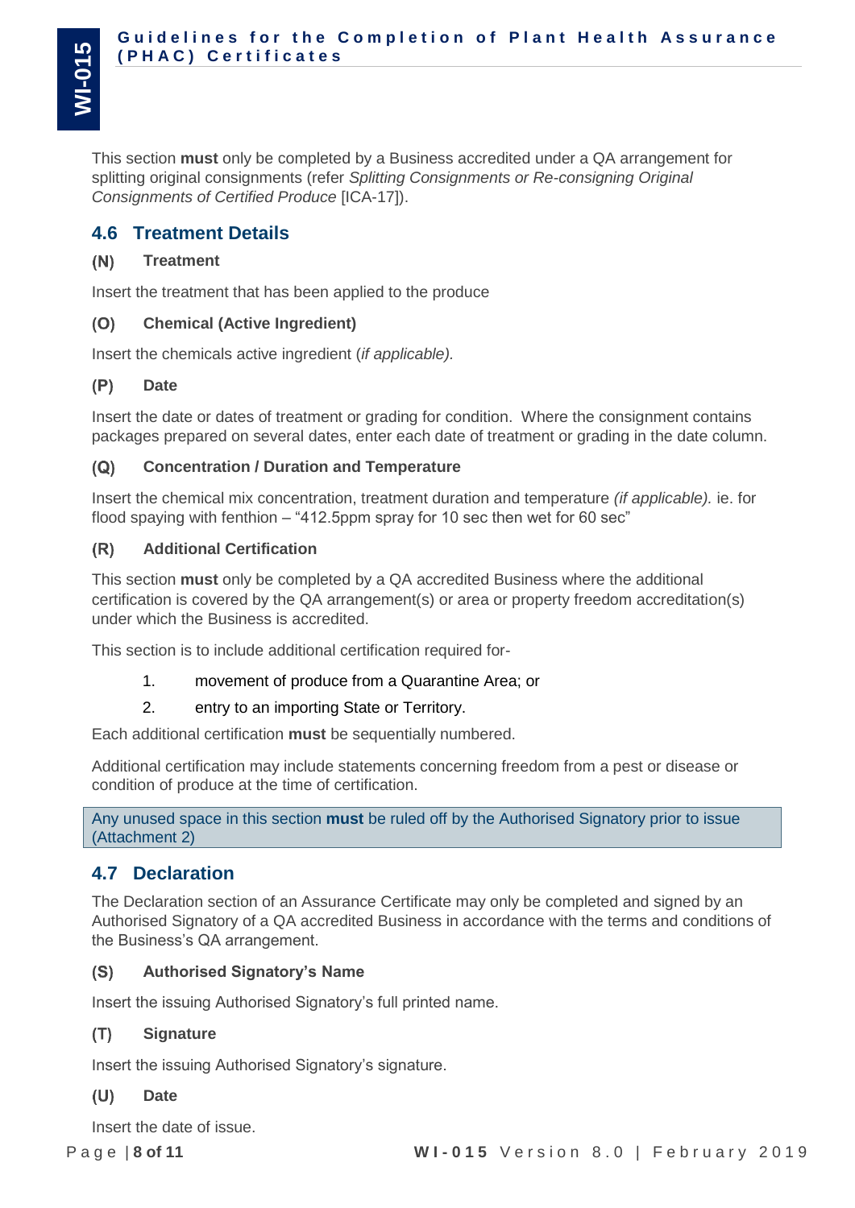This section **must** only be completed by a Business accredited under a QA arrangement for splitting original consignments (refer *Splitting Consignments or Re-consigning Original Consignments of Certified Produce* [ICA-17]).

## 4.6 Treatment Details

### (N) Treatment

Insert the treatment that has been applied to the produce

### (O) Chemical (Active Ingredient)

Insert the chemicals active ingredient (*if applicable).*

### (P) Date

Insert the date or dates of treatment or grading for condition. Where the consignment contains packages prepared on several dates, enter each date of treatment or grading in the date column.

### (Q) Concentration / Duration and Temperature

Insert the chemical mix concentration, treatment duration and temperature *(if applicable).* ie. for flood spaying with fenthion – "412.5ppm spray for 10 sec then wet for 60 sec"

### (R) Additional Certification

This section **must** only be completed by a QA accredited Business where the additional certification is covered by the QA arrangement(s) or area or property freedom accreditation(s) under which the Business is accredited.

This section is to include additional certification required for-

1. movement of produce from a Quarantine Area; or
2. entry to an importing State or Territory.

Each additional certification **must** be sequentially numbered.

Additional certification may include statements concerning freedom from a pest or disease or condition of produce at the time of certification.

Any unused space in this section **must** be ruled off by the Authorised Signatory prior to issue (Attachment 2)

## 4.7 Declaration

The Declaration section of an Assurance Certificate may only be completed and signed by an Authorised Signatory of a QA accredited Business in accordance with the terms and conditions of the Business's QA arrangement.

### (S) Authorised Signatory's Name

Insert the issuing Authorised Signatory's full printed name.

### (T) Signature

Insert the issuing Authorised Signatory's signature.

### (U) Date

Insert the date of issue.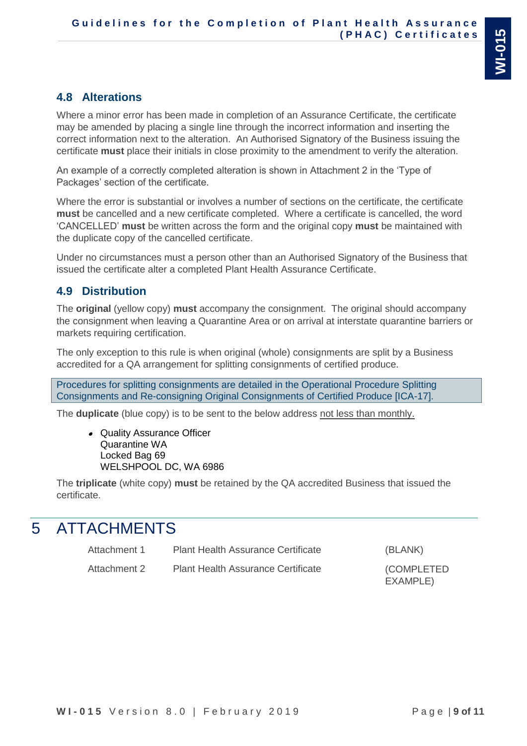### 4.8 Alterations

Where a minor error has been made in completion of an Assurance Certificate, the certificate may be amended by placing a single line through the incorrect information and inserting the correct information next to the alteration. An Authorised Signatory of the Business issuing the certificate **must** place their initials in close proximity to the amendment to verify the alteration.

An example of a correctly completed alteration is shown in Attachment 2 in the 'Type of Packages' section of the certificate.

Where the error is substantial or involves a number of sections on the certificate, the certificate **must** be cancelled and a new certificate completed. Where a certificate is cancelled, the word 'CANCELLED' **must** be written across the form and the original copy **must** be maintained with the duplicate copy of the cancelled certificate.

Under no circumstances must a person other than an Authorised Signatory of the Business that issued the certificate alter a completed Plant Health Assurance Certificate.

### 4.9 Distribution

The **original** (yellow copy) **must** accompany the consignment. The original should accompany the consignment when leaving a Quarantine Area or on arrival at interstate quarantine barriers or markets requiring certification.

The only exception to this rule is when original (whole) consignments are split by a Business accredited for a QA arrangement for splitting consignments of certified produce.

> Procedures for splitting consignments are detailed in the Operational Procedure Splitting Consignments and Re-consigning Original Consignments of Certified Produce [ICA-17].

The **duplicate** (blue copy) is to be sent to the below address not less than monthly.

- Quality Assurance Officer
  Quarantine WA
  Locked Bag 69
  WELSHPOOL DC, WA 6986

The **triplicate** (white copy) **must** be retained by the QA accredited Business that issued the certificate.

# 5 ATTACHMENTS

| | | |
|---|---|---|
| Attachment 1 | Plant Health Assurance Certificate | (BLANK) |
| Attachment 2 | Plant Health Assurance Certificate | (COMPLETED EXAMPLE) |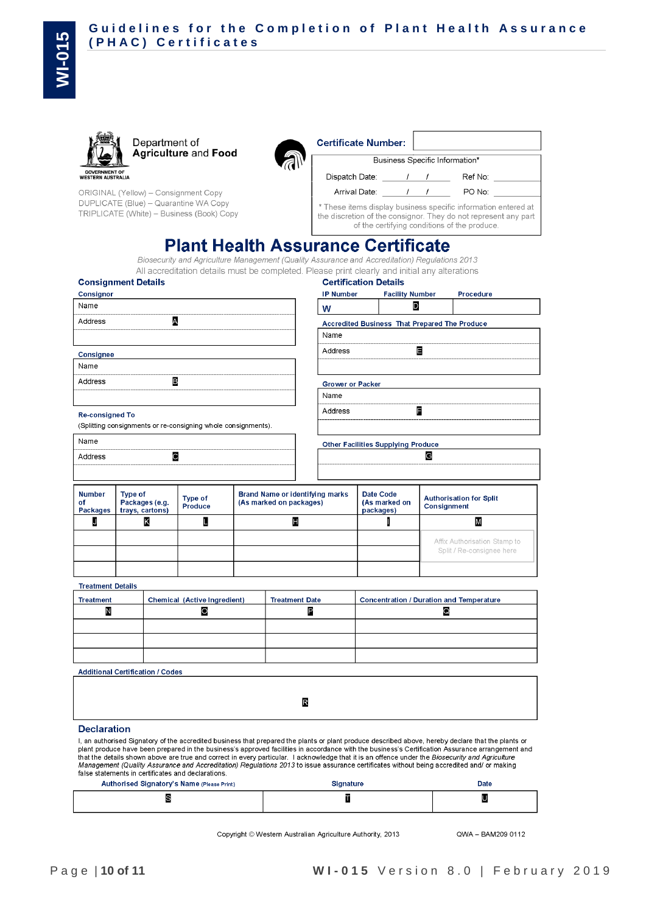Department of **Agriculture** and **Food**

GOVERNMENT OF WESTERN AUSTRALIA

ORIGINAL (Yellow) – Consignment Copy
DUPLICATE (Blue) – Quarantine WA Copy
TRIPLICATE (White) – Business (Book) Copy

**Certificate Number:**

| Business Specific Information* | |
|---|---|
| Dispatch Date: / / | Ref No: |
| Arrival Date: / / | PO No: |

\* These items display business specific information entered at the discretion of the consignor. They do not represent any part of the certifying conditions of the produce.

# Plant Health Assurance Certificate

*Biosecurity and Agriculture Management (Quality Assurance and Accreditation) Regulations 2013*

All accreditation details must be completed. Please print clearly and initial any alterations

## Consignment Details

**Consignor**

| Name | |
|---|---|
| Address | A |
| | |

**Consignee**

| Name | |
|---|---|
| Address | B |
| | |

**Re-consigned To**

(Splitting consignments or re-consigning whole consignments).

| Name | |
|---|---|
| Address | C |
| | |

## Certification Details

| IP Number | Facility Number | Procedure |
|---|---|---|
| W | D | |

**Accredited Business That Prepared The Produce**

| Name | |
|---|---|
| Address | E |
| | |

**Grower or Packer**

| Name | |
|---|---|
| Address | F |
| | |

**Other Facilities Supplying Produce**

| G |
|---|
| |

| Number of Packages | Type of Packages (e.g. trays, cartons) | Type of Produce | Brand Name or identifying marks (As marked on packages) | Date Code (As marked on packages) | Authorisation for Split Consignment |
|---|---|---|---|---|---|
| J | K | L | H | I | M |
| | | | | | Affix Authorisation Stamp to Split / Re-consignee here |
| | | | | | |
| | | | | | |

**Treatment Details**

| Treatment | Chemical (Active Ingredient) | Treatment Date | Concentration / Duration and Temperature |
|---|---|---|---|
| N | O | P | Q |
| | | | |
| | | | |
| | | | |

**Additional Certification / Codes**

R

## Declaration

I, an authorised Signatory of the accredited business that prepared the plants or plant produce described above, hereby declare that the plants or plant produce have been prepared in the business's approved facilities in accordance with the business's Certification Assurance arrangement and that the details shown above are true and correct in every particular. I acknowledge that it is an offence under the *Biosecurity and Agriculture Management (Quality Assurance and Accreditation) Regulations 2013* to issue assurance certificates without being accredited and/ or making false statements in certificates and declarations.

| Authorised Signatory's Name (Please Print) | Signature | Date |
|---|---|---|
| S | T | U |

Copyright © Western Australian Agriculture Authority, 2013

QWA – BAM209 0112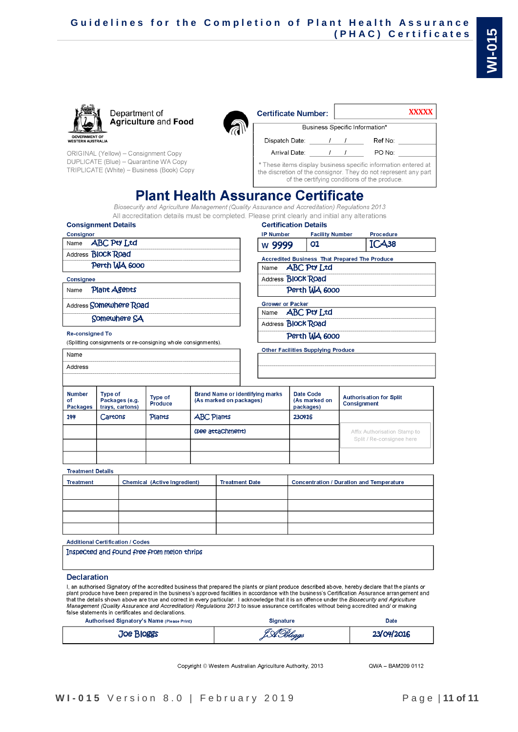Department of
**Agriculture and Food**

GOVERNMENT OF WESTERN AUSTRALIA

ORIGINAL (Yellow) – Consignment Copy
DUPLICATE (Blue) – Quarantine WA Copy
TRIPLICATE (White) – Business (Book) Copy

**Certificate Number:** XXXXX

Business Specific Information*

Dispatch Date: / / Ref No:

Arrival Date: / / PO No:

* These items display business specific information entered at the discretion of the consignor. They do not represent any part of the certifying conditions of the produce.

# Plant Health Assurance Certificate

*Biosecurity and Agriculture Management (Quality Assurance and Accreditation) Regulations 2013*

All accreditation details must be completed. Please print clearly and initial any alterations

## Consignment Details

**Consignor**

Name ABC Pty Ltd
Address Block Road
Perth WA 6000

**Consignee**

Name Plant Agents
Address Somewhere Road
Somewhere SA

**Re-consigned To**
(Splitting consignments or re-consigning whole consignments).

Name
Address

## Certification Details

| IP Number | Facility Number | Procedure |
|---|---|---|
| W 9999 | 01 | ICA38 |

**Accredited Business That Prepared The Produce**

Name ABC Pty Ltd
Address Block Road
Perth WA 6000

**Grower or Packer**

Name ABC Pty Ltd
Address Block Road
Perth WA 6000

**Other Facilities Supplying Produce**

| Number of Packages | Type of Packages (e.g. trays, cartons) | Type of Produce | Brand Name or identifying marks (As marked on packages) | Date Code (As marked on packages) | Authorisation for Split Consignment |
|---|---|---|---|---|---|
| 144 | Cartons | Plants | ABC Plants | 230416 | |
| | | | (see attachment) | | Affix Authorisation Stamp to Split / Re-consignee here |
| | | | | | |
| | | | | | |

**Treatment Details**

| Treatment | Chemical (Active Ingredient) | Treatment Date | Concentration / Duration and Temperature |
|---|---|---|---|
| | | | |
| | | | |
| | | | |
| | | | |

**Additional Certification / Codes**

Inspected and found free from melon thrips

## Declaration

I, an authorised Signatory of the accredited business that prepared the plants or plant produce described above, hereby declare that the plants or plant produce have been prepared in the business's approved facilities in accordance with the business's Certification Assurance arrangement and that the details shown above are true and correct in every particular. I acknowledge that it is an offence under the *Biosecurity and Agriculture Management (Quality Assurance and Accreditation) Regulations 2013* to issue assurance certificates without being accredited and/ or making false statements in certificates and declarations.

| Authorised Signatory's Name (Please Print) | Signature | Date |
|---|---|---|
| Joe Bloggs | JA Bloggs | 23/04/2016 |

Copyright © Western Australian Agriculture Authority, 2013

QWA – BAM209 0112